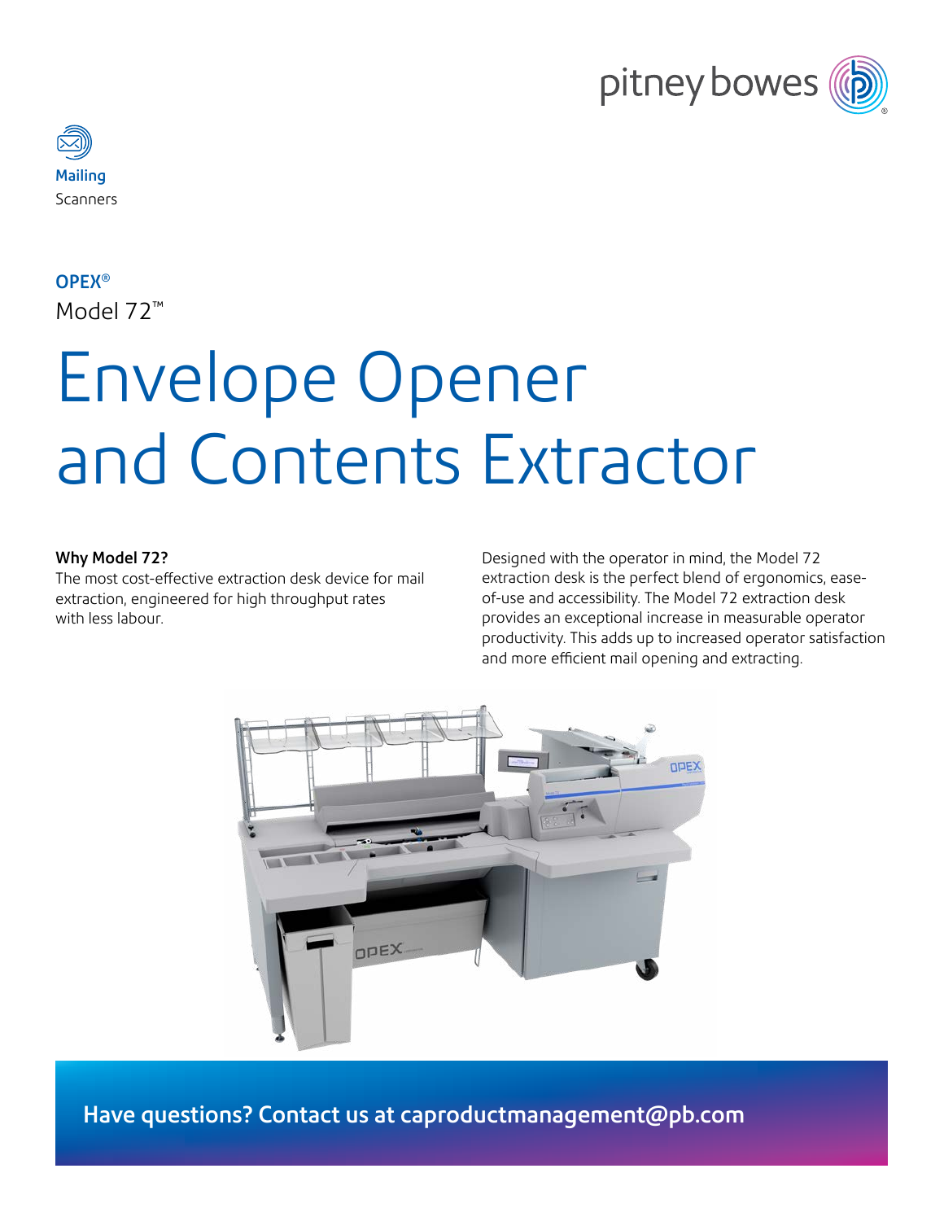Mailing
Scanners

**OPEX®**

Model 72™

# Envelope Opener and Contents Extractor

**Why Model 72?**

The most cost-effective extraction desk device for mail extraction, engineered for high throughput rates with less labour.

Designed with the operator in mind, the Model 72 extraction desk is the perfect blend of ergonomics, ease-of-use and accessibility. The Model 72 extraction desk provides an exceptional increase in measurable operator productivity. This adds up to increased operator satisfaction and more efficient mail opening and extracting.

**Have questions? Contact us at caproductmanagement@pb.com**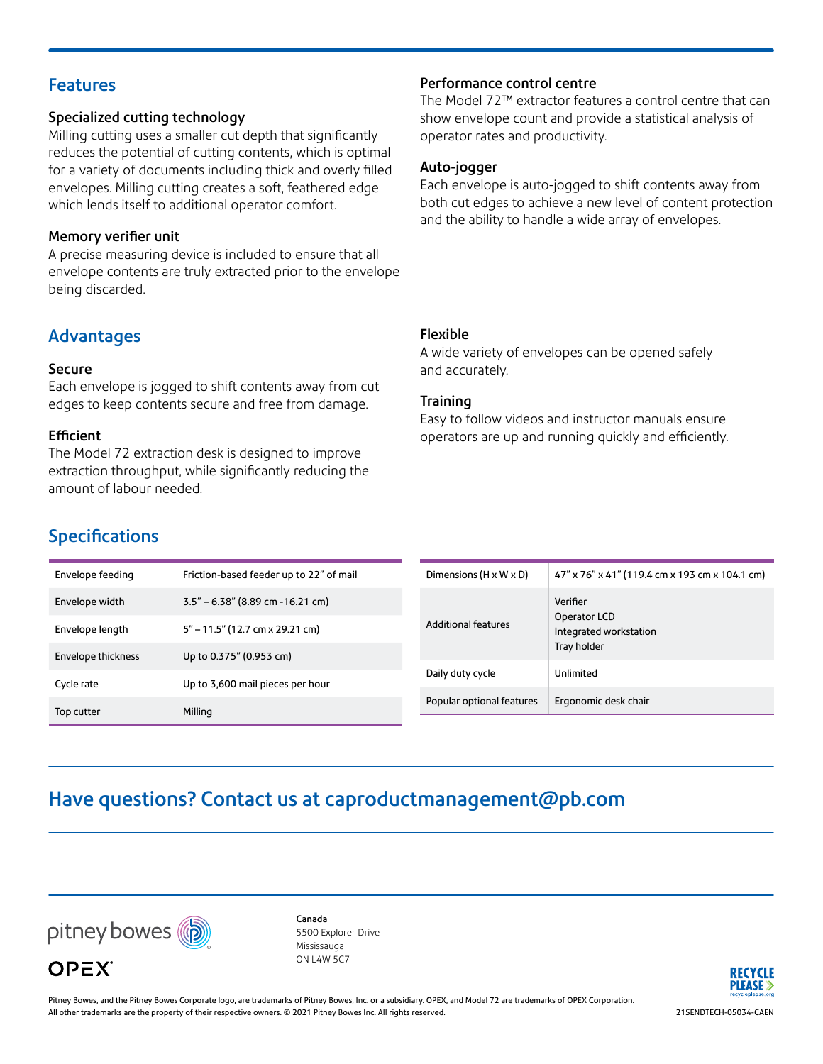## Features

### Specialized cutting technology

Milling cutting uses a smaller cut depth that significantly reduces the potential of cutting contents, which is optimal for a variety of documents including thick and overly filled envelopes. Milling cutting creates a soft, feathered edge which lends itself to additional operator comfort.

### Memory verifier unit

A precise measuring device is included to ensure that all envelope contents are truly extracted prior to the envelope being discarded.

### Performance control centre

The Model 72™ extractor features a control centre that can show envelope count and provide a statistical analysis of operator rates and productivity.

### Auto-jogger

Each envelope is auto-jogged to shift contents away from both cut edges to achieve a new level of content protection and the ability to handle a wide array of envelopes.

## Advantages

### Secure

Each envelope is jogged to shift contents away from cut edges to keep contents secure and free from damage.

### Efficient

The Model 72 extraction desk is designed to improve extraction throughput, while significantly reducing the amount of labour needed.

### Flexible

A wide variety of envelopes can be opened safely and accurately.

### Training

Easy to follow videos and instructor manuals ensure operators are up and running quickly and efficiently.

## Specifications

| | |
|---|---|
| Envelope feeding | Friction-based feeder up to 22" of mail |
| Envelope width | 3.5" – 6.38" (8.89 cm -16.21 cm) |
| Envelope length | 5" – 11.5" (12.7 cm x 29.21 cm) |
| Envelope thickness | Up to 0.375" (0.953 cm) |
| Cycle rate | Up to 3,600 mail pieces per hour |
| Top cutter | Milling |

| | |
|---|---|
| Dimensions (H x W x D) | 47" x 76" x 41" (119.4 cm x 193 cm x 104.1 cm) |
| Additional features | Verifier<br>Operator LCD<br>Integrated workstation<br>Tray holder |
| Daily duty cycle | Unlimited |
| Popular optional features | Ergonomic desk chair |

## Have questions? Contact us at caproductmanagement@pb.com

pitney bowes

OPEX

**Canada**
5500 Explorer Drive
Mississauga
ON L4W 5C7

RECYCLE PLEASE recycleplease.org

Pitney Bowes, and the Pitney Bowes Corporate logo, are trademarks of Pitney Bowes, Inc. or a subsidiary. OPEX, and Model 72 are trademarks of OPEX Corporation.
All other trademarks are the property of their respective owners. © 2021 Pitney Bowes Inc. All rights reserved.

21SENDTECH-05034-CAEN